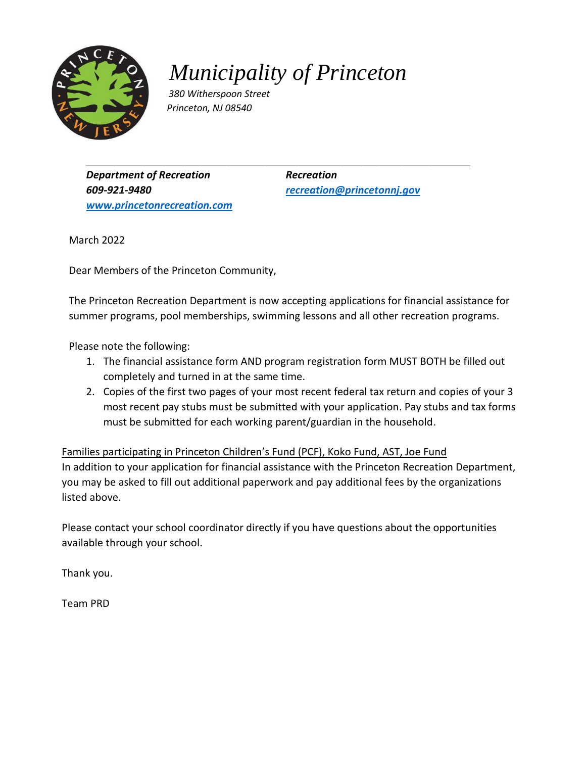# *Municipality of Princeton*

*380 Witherspoon Street*
*Princeton, NJ 08540*

---

***Department of Recreation***
***609-921-9480***
***[www.princetonrecreation.com](http://www.princetonrecreation.com)***

***Recreation***
***[recreation@princetonnj.gov](mailto:recreation@princetonnj.gov)***

March 2022

Dear Members of the Princeton Community,

The Princeton Recreation Department is now accepting applications for financial assistance for summer programs, pool memberships, swimming lessons and all other recreation programs.

Please note the following:

1. The financial assistance form AND program registration form MUST BOTH be filled out completely and turned in at the same time.
2. Copies of the first two pages of your most recent federal tax return and copies of your 3 most recent pay stubs must be submitted with your application. Pay stubs and tax forms must be submitted for each working parent/guardian in the household.

<u>Families participating in Princeton Children's Fund (PCF), Koko Fund, AST, Joe Fund</u>
In addition to your application for financial assistance with the Princeton Recreation Department, you may be asked to fill out additional paperwork and pay additional fees by the organizations listed above.

Please contact your school coordinator directly if you have questions about the opportunities available through your school.

Thank you.

Team PRD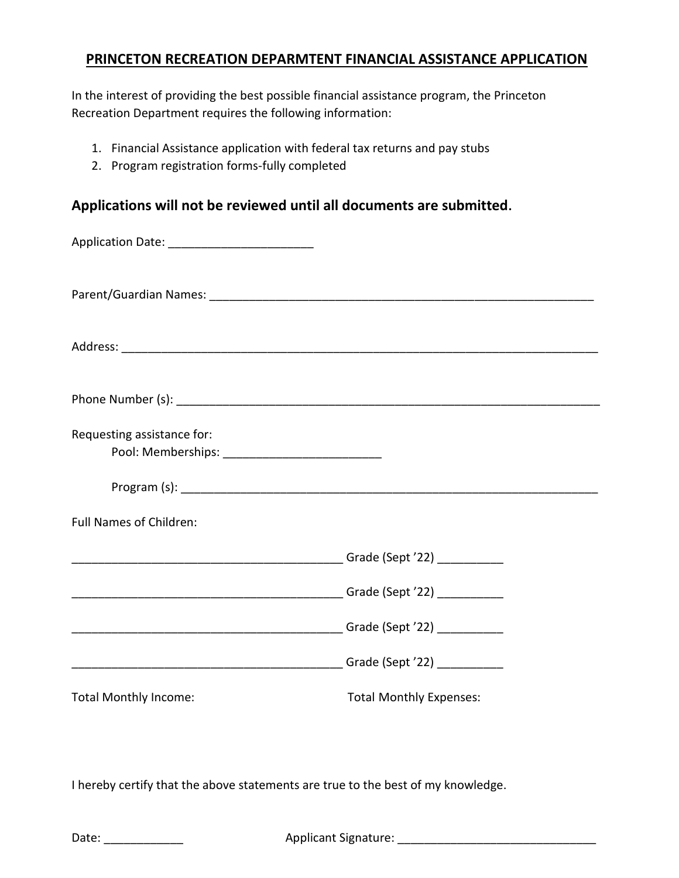# PRINCETON RECREATION DEPARMTENT FINANCIAL ASSISTANCE APPLICATION

In the interest of providing the best possible financial assistance program, the Princeton Recreation Department requires the following information:

1. Financial Assistance application with federal tax returns and pay stubs
2. Program registration forms-fully completed

## Applications will not be reviewed until all documents are submitted.

Application Date: ______________________

Parent/Guardian Names: ___________________________________________________________

Address: ________________________________________________________________________

Phone Number (s): ________________________________________________________________

Requesting assistance for:

Pool: Memberships: ________________________

Program (s): _________________________________________________________________

Full Names of Children:

__________________________________________ Grade (Sept '22) __________

__________________________________________ Grade (Sept '22) __________

__________________________________________ Grade (Sept '22) __________

__________________________________________ Grade (Sept '22) __________

Total Monthly Income:

Total Monthly Expenses:

I hereby certify that the above statements are true to the best of my knowledge.

Date: ____________

Applicant Signature: ______________________________